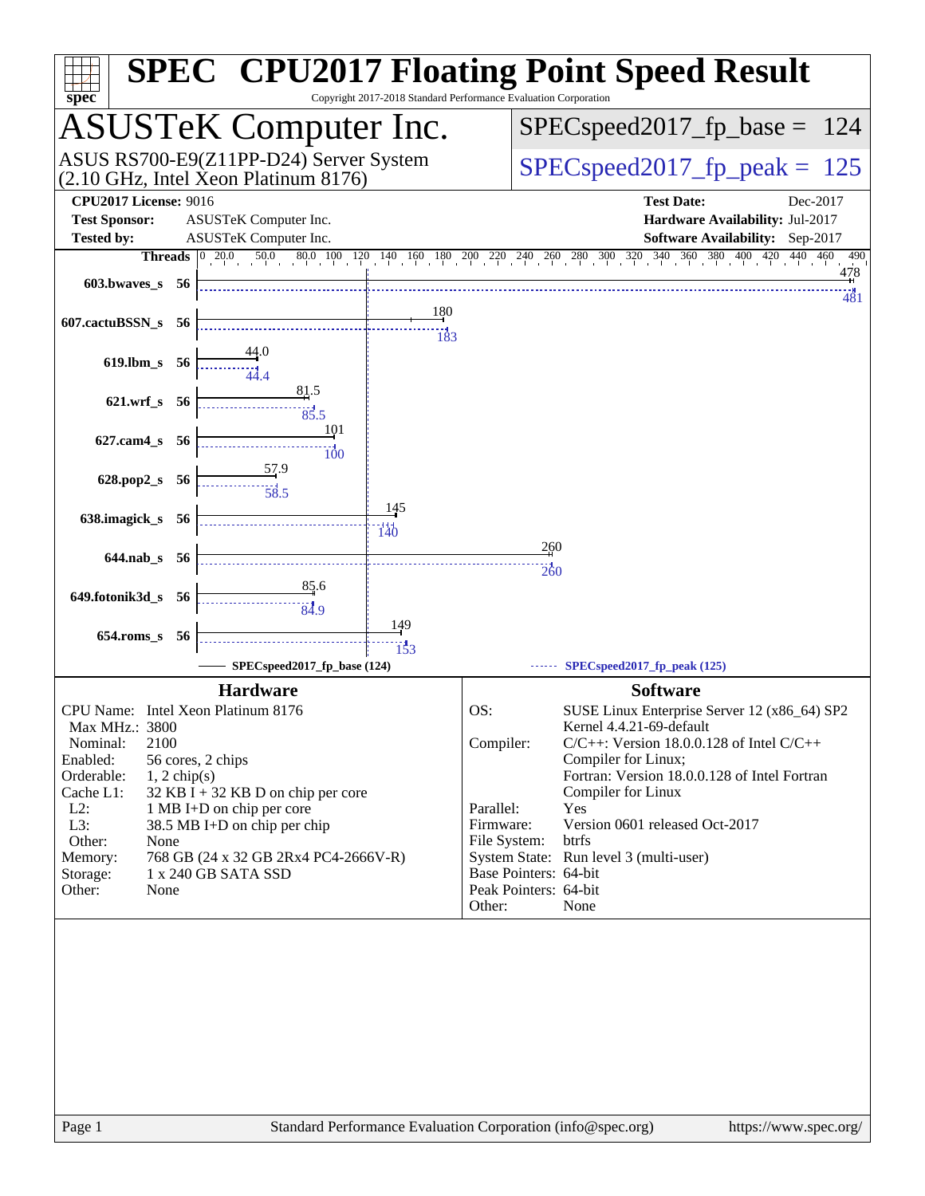# SPEC® CPU2017 Floating Point Speed Result

Copyright 2017-2018 Standard Performance Evaluation Corporation

## ASUSTeK Computer Inc.

ASUS RS700-E9(Z11PP-D24) Server System
(2.10 GHz, Intel Xeon Platinum 8176)

SPECspeed2017_fp_base = 124

SPECspeed2017_fp_peak = 125

**CPU2017 License:** 9016
**Test Sponsor:** ASUSTeK Computer Inc.
**Tested by:** ASUSTeK Computer Inc.

**Test Date:** Dec-2017
**Hardware Availability:** Jul-2017
**Software Availability:** Sep-2017

| Benchmark | Threads | Base | Peak |
|---|---|---|---|
| 603.bwaves_s | 56 | 478 | 481 |
| 607.cactuBSSN_s | 56 | 180 | 183 |
| 619.lbm_s | 56 | 44.0 | 44.4 |
| 621.wrf_s | 56 | 81.5 | 85.5 |
| 627.cam4_s | 56 | 101 | 100 |
| 628.pop2_s | 56 | 57.9 | 58.5 |
| 638.imagick_s | 56 | 145 | 140 |
| 644.nab_s | 56 | 260 | 260 |
| 649.fotonik3d_s | 56 | 85.6 | 84.9 |
| 654.roms_s | 56 | 149 | 153 |

SPECspeed2017_fp_base (124) — SPECspeed2017_fp_peak (125)

### Hardware

| | |
|---|---|
| CPU Name: | Intel Xeon Platinum 8176 |
| Max MHz.: | 3800 |
| Nominal: | 2100 |
| Enabled: | 56 cores, 2 chips |
| Orderable: | 1, 2 chip(s) |
| Cache L1: | 32 KB I + 32 KB D on chip per core |
| L2: | 1 MB I+D on chip per core |
| L3: | 38.5 MB I+D on chip per chip |
| Other: | None |
| Memory: | 768 GB (24 x 32 GB 2Rx4 PC4-2666V-R) |
| Storage: | 1 x 240 GB SATA SSD |
| Other: | None |

### Software

| | |
|---|---|
| OS: | SUSE Linux Enterprise Server 12 (x86_64) SP2 Kernel 4.4.21-69-default |
| Compiler: | C/C++: Version 18.0.0.128 of Intel C/C++ Compiler for Linux; Fortran: Version 18.0.0.128 of Intel Fortran Compiler for Linux |
| Parallel: | Yes |
| Firmware: | Version 0601 released Oct-2017 |
| File System: | btrfs |
| System State: | Run level 3 (multi-user) |
| Base Pointers: | 64-bit |
| Peak Pointers: | 64-bit |
| Other: | None |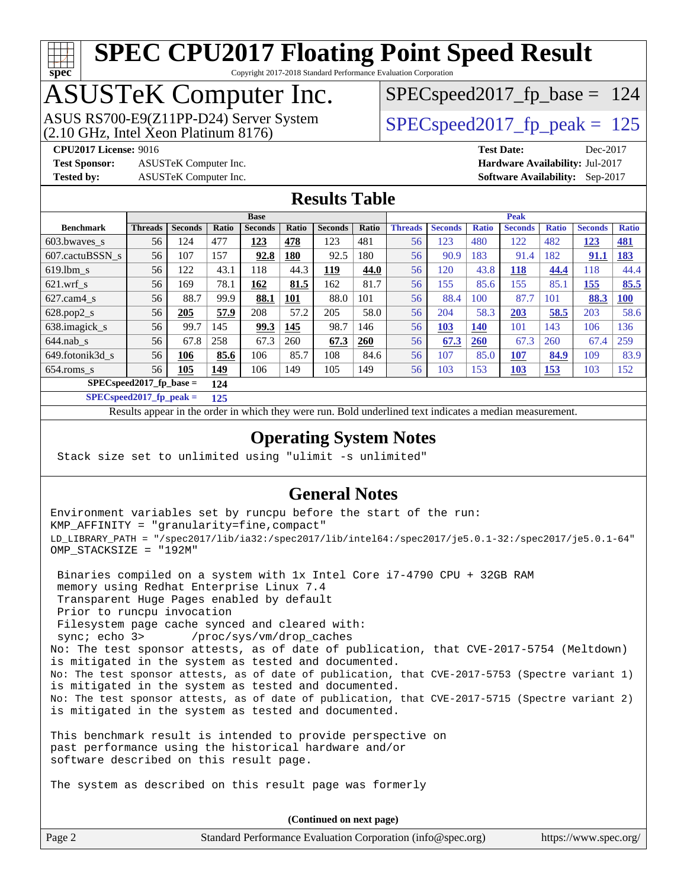# SPEC CPU2017 Floating Point Speed Result

Copyright 2017-2018 Standard Performance Evaluation Corporation

## ASUSTeK Computer Inc.

ASUS RS700-E9(Z11PP-D24) Server System
(2.10 GHz, Intel Xeon Platinum 8176)

SPECspeed2017_fp_base = 124

SPECspeed2017_fp_peak = 125

**CPU2017 License:** 9016
**Test Sponsor:** ASUSTeK Computer Inc.
**Tested by:** ASUSTeK Computer Inc.

**Test Date:** Dec-2017
**Hardware Availability:** Jul-2017
**Software Availability:** Sep-2017

## Results Table

| | Base | | | | | | | Peak | | | | | | |
|---|---|---|---|---|---|---|---|---|---|---|---|---|---|---|
| **Benchmark** | **Threads** | **Seconds** | **Ratio** | **Seconds** | **Ratio** | **Seconds** | **Ratio** | **Threads** | **Seconds** | **Ratio** | **Seconds** | **Ratio** | **Seconds** | **Ratio** |
| 603.bwaves_s | 56 | 124 | 477 | **123** | **478** | 123 | 481 | 56 | 123 | 480 | 122 | 482 | **123** | **481** |
| 607.cactuBSSN_s | 56 | 107 | 157 | **92.8** | **180** | 92.5 | 180 | 56 | 90.9 | 183 | 91.4 | 182 | **91.1** | **183** |
| 619.lbm_s | 56 | 122 | 43.1 | 118 | 44.3 | **119** | **44.0** | 56 | 120 | 43.8 | **118** | **44.4** | 118 | 44.4 |
| 621.wrf_s | 56 | 169 | 78.1 | **162** | **81.5** | 162 | 81.7 | 56 | 155 | 85.6 | 155 | 85.1 | **155** | **85.5** |
| 627.cam4_s | 56 | 88.7 | 99.9 | **88.1** | **101** | 88.0 | 101 | 56 | 88.4 | 100 | 87.7 | 101 | **88.3** | **100** |
| 628.pop2_s | 56 | **205** | **57.9** | 208 | 57.2 | 205 | 58.0 | 56 | 204 | 58.3 | **203** | **58.5** | 203 | 58.6 |
| 638.imagick_s | 56 | 99.7 | 145 | **99.3** | **145** | 98.7 | 146 | 56 | **103** | **140** | 101 | 143 | 106 | 136 |
| 644.nab_s | 56 | 67.8 | 258 | 67.3 | 260 | **67.3** | **260** | 56 | **67.3** | **260** | 67.3 | 260 | 67.4 | 259 |
| 649.fotonik3d_s | 56 | **106** | **85.6** | 106 | 85.7 | 108 | 84.6 | 56 | 107 | 85.0 | **107** | **84.9** | 109 | 83.9 |
| 654.roms_s | 56 | **105** | **149** | 106 | 149 | 105 | 149 | 56 | 103 | 153 | **103** | **153** | 103 | 152 |

**SPECspeed2017_fp_base = 124**

**SPECspeed2017_fp_peak = 125**

Results appear in the order in which they were run. Bold underlined text indicates a median measurement.

## Operating System Notes

```
Stack size set to unlimited using "ulimit -s unlimited"
```

## General Notes

```
Environment variables set by runcpu before the start of the run:
KMP_AFFINITY = "granularity=fine,compact"
LD_LIBRARY_PATH = "/spec2017/lib/ia32:/spec2017/lib/intel64:/spec2017/je5.0.1-32:/spec2017/je5.0.1-64"
OMP_STACKSIZE = "192M"

 Binaries compiled on a system with 1x Intel Core i7-4790 CPU + 32GB RAM
 memory using Redhat Enterprise Linux 7.4
 Transparent Huge Pages enabled by default
 Prior to runcpu invocation
 Filesystem page cache synced and cleared with:
 sync; echo 3>       /proc/sys/vm/drop_caches
No: The test sponsor attests, as of date of publication, that CVE-2017-5754 (Meltdown)
is mitigated in the system as tested and documented.
No: The test sponsor attests, as of date of publication, that CVE-2017-5753 (Spectre variant 1)
is mitigated in the system as tested and documented.
No: The test sponsor attests, as of date of publication, that CVE-2017-5715 (Spectre variant 2)
is mitigated in the system as tested and documented.

This benchmark result is intended to provide perspective on
past performance using the historical hardware and/or
software described on this result page.

The system as described on this result page was formerly
```

**(Continued on next page)**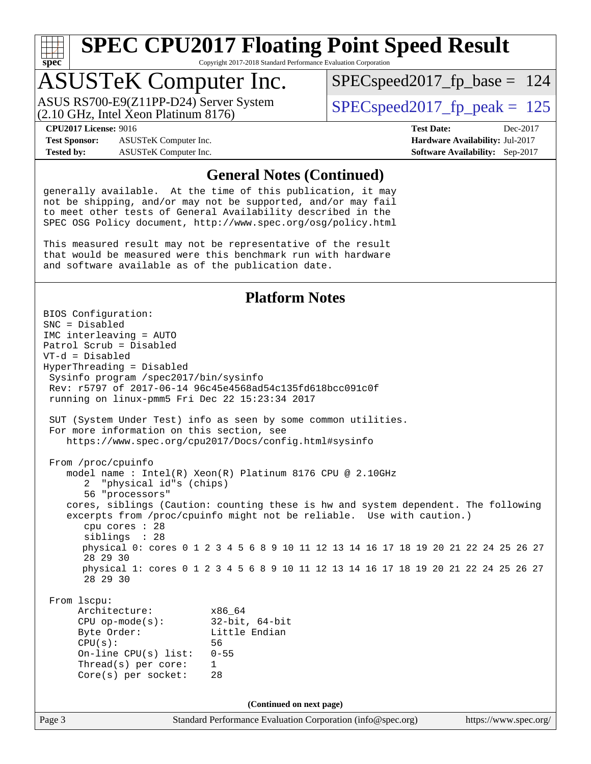## General Notes (Continued)

```
generally available.  At the time of this publication, it may
not be shipping, and/or may not be supported, and/or may fail
to meet other tests of General Availability described in the
SPEC OSG Policy document, http://www.spec.org/osg/policy.html

This measured result may not be representative of the result
that would be measured were this benchmark run with hardware
and software available as of the publication date.
```

## Platform Notes

```
BIOS Configuration:
SNC = Disabled
IMC interleaving = AUTO
Patrol Scrub = Disabled
VT-d = Disabled
HyperThreading = Disabled
 Sysinfo program /spec2017/bin/sysinfo
 Rev: r5797 of 2017-06-14 96c45e4568ad54c135fd618bcc091c0f
 running on linux-pmm5 Fri Dec 22 15:23:34 2017

 SUT (System Under Test) info as seen by some common utilities.
 For more information on this section, see
    https://www.spec.org/cpu2017/Docs/config.html#sysinfo

 From /proc/cpuinfo
    model name : Intel(R) Xeon(R) Platinum 8176 CPU @ 2.10GHz
       2  "physical id"s (chips)
       56 "processors"
    cores, siblings (Caution: counting these is hw and system dependent. The following
    excerpts from /proc/cpuinfo might not be reliable.  Use with caution.)
       cpu cores : 28
       siblings  : 28
       physical 0: cores 0 1 2 3 4 5 6 8 9 10 11 12 13 14 16 17 18 19 20 21 22 24 25 26 27
       28 29 30
       physical 1: cores 0 1 2 3 4 5 6 8 9 10 11 12 13 14 16 17 18 19 20 21 22 24 25 26 27
       28 29 30

 From lscpu:
      Architecture:          x86_64
      CPU op-mode(s):        32-bit, 64-bit
      Byte Order:            Little Endian
      CPU(s):                56
      On-line CPU(s) list:   0-55
      Thread(s) per core:    1
      Core(s) per socket:    28
```

(Continued on next page)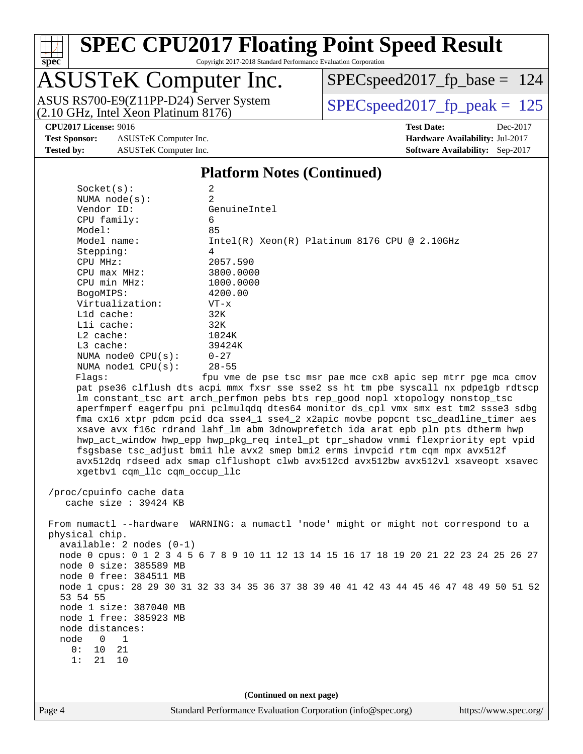## Platform Notes (Continued)

```
     Socket(s):             2
     NUMA node(s):          2
     Vendor ID:             GenuineIntel
     CPU family:            6
     Model:                 85
     Model name:            Intel(R) Xeon(R) Platinum 8176 CPU @ 2.10GHz
     Stepping:              4
     CPU MHz:               2057.590
     CPU max MHz:           3800.0000
     CPU min MHz:           1000.0000
     BogoMIPS:              4200.00
     Virtualization:        VT-x
     L1d cache:             32K
     L1i cache:             32K
     L2 cache:              1024K
     L3 cache:              39424K
     NUMA node0 CPU(s):     0-27
     NUMA node1 CPU(s):     28-55
     Flags:                 fpu vme de pse tsc msr pae mce cx8 apic sep mtrr pge mca cmov
     pat pse36 clflush dts acpi mmx fxsr sse sse2 ss ht tm pbe syscall nx pdpe1gb rdtscp
     lm constant_tsc art arch_perfmon pebs bts rep_good nopl xtopology nonstop_tsc
     aperfmperf eagerfpu pni pclmulqdq dtes64 monitor ds_cpl vmx smx est tm2 ssse3 sdbg
     fma cx16 xtpr pdcm pcid dca sse4_1 sse4_2 x2apic movbe popcnt tsc_deadline_timer aes
     xsave avx f16c rdrand lahf_lm abm 3dnowprefetch ida arat epb pln pts dtherm hwp
     hwp_act_window hwp_epp hwp_pkg_req intel_pt tpr_shadow vnmi flexpriority ept vpid
     fsgsbase tsc_adjust bmi1 hle avx2 smep bmi2 erms invpcid rtm cqm mpx avx512f
     avx512dq rdseed adx smap clflushopt clwb avx512cd avx512bw avx512vl xsaveopt xsavec
     xgetbv1 cqm_llc cqm_occup_llc

 /proc/cpuinfo cache data
    cache size : 39424 KB

 From numactl --hardware  WARNING: a numactl 'node' might or might not correspond to a
 physical chip.
   available: 2 nodes (0-1)
   node 0 cpus: 0 1 2 3 4 5 6 7 8 9 10 11 12 13 14 15 16 17 18 19 20 21 22 23 24 25 26 27
   node 0 size: 385589 MB
   node 0 free: 384511 MB
   node 1 cpus: 28 29 30 31 32 33 34 35 36 37 38 39 40 41 42 43 44 45 46 47 48 49 50 51 52
   53 54 55
   node 1 size: 387040 MB
   node 1 free: 385923 MB
   node distances:
   node   0   1
     0:  10  21
     1:  21  10
```

(Continued on next page)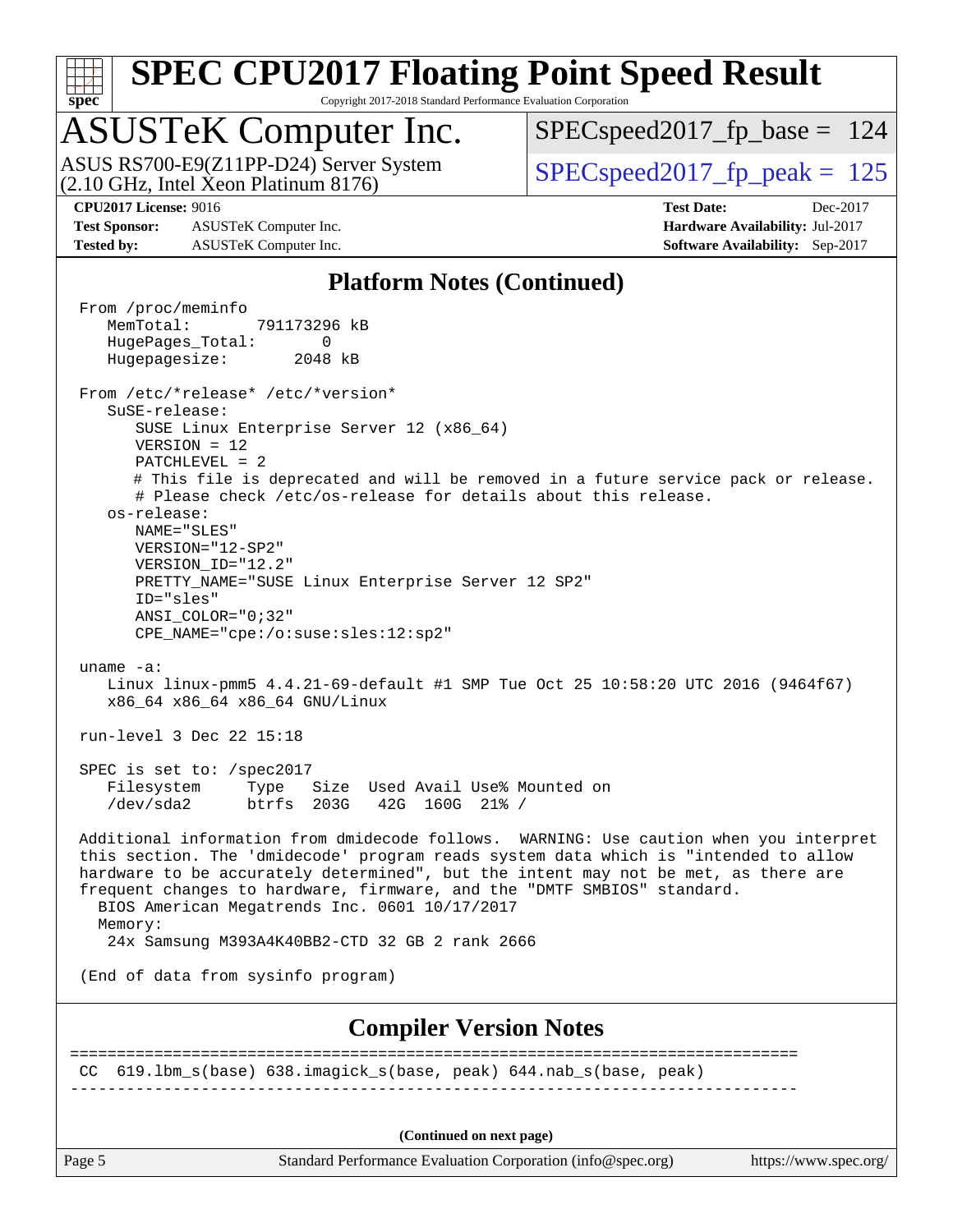# SPEC CPU2017 Floating Point Speed Result

Copyright 2017-2018 Standard Performance Evaluation Corporation

## ASUSTeK Computer Inc.

ASUS RS700-E9(Z11PP-D24) Server System
(2.10 GHz, Intel Xeon Platinum 8176)

SPECspeed2017_fp_base = 124

SPECspeed2017_fp_peak = 125

**CPU2017 License:** 9016
**Test Sponsor:** ASUSTeK Computer Inc.
**Tested by:** ASUSTeK Computer Inc.

**Test Date:** Dec-2017
**Hardware Availability:** Jul-2017
**Software Availability:** Sep-2017

## Platform Notes (Continued)

```
From /proc/meminfo
   MemTotal:       791173296 kB
   HugePages_Total:       0
   Hugepagesize:       2048 kB

From /etc/*release* /etc/*version*
   SuSE-release:
      SUSE Linux Enterprise Server 12 (x86_64)
      VERSION = 12
      PATCHLEVEL = 2
      # This file is deprecated and will be removed in a future service pack or release.
      # Please check /etc/os-release for details about this release.
   os-release:
      NAME="SLES"
      VERSION="12-SP2"
      VERSION_ID="12.2"
      PRETTY_NAME="SUSE Linux Enterprise Server 12 SP2"
      ID="sles"
      ANSI_COLOR="0;32"
      CPE_NAME="cpe:/o:suse:sles:12:sp2"

uname -a:
   Linux linux-pmm5 4.4.21-69-default #1 SMP Tue Oct 25 10:58:20 UTC 2016 (9464f67)
   x86_64 x86_64 x86_64 GNU/Linux

run-level 3 Dec 22 15:18

SPEC is set to: /spec2017
   Filesystem     Type   Size  Used Avail Use% Mounted on
   /dev/sda2      btrfs  203G   42G  160G  21% /

Additional information from dmidecode follows.  WARNING: Use caution when you interpret
this section. The 'dmidecode' program reads system data which is "intended to allow
hardware to be accurately determined", but the intent may not be met, as there are
frequent changes to hardware, firmware, and the "DMTF SMBIOS" standard.
  BIOS American Megatrends Inc. 0601 10/17/2017
  Memory:
   24x Samsung M393A4K40BB2-CTD 32 GB 2 rank 2666

(End of data from sysinfo program)
```

## Compiler Version Notes

```
==============================================================================
CC  619.lbm_s(base) 638.imagick_s(base, peak) 644.nab_s(base, peak)
------------------------------------------------------------------------------
```

(Continued on next page)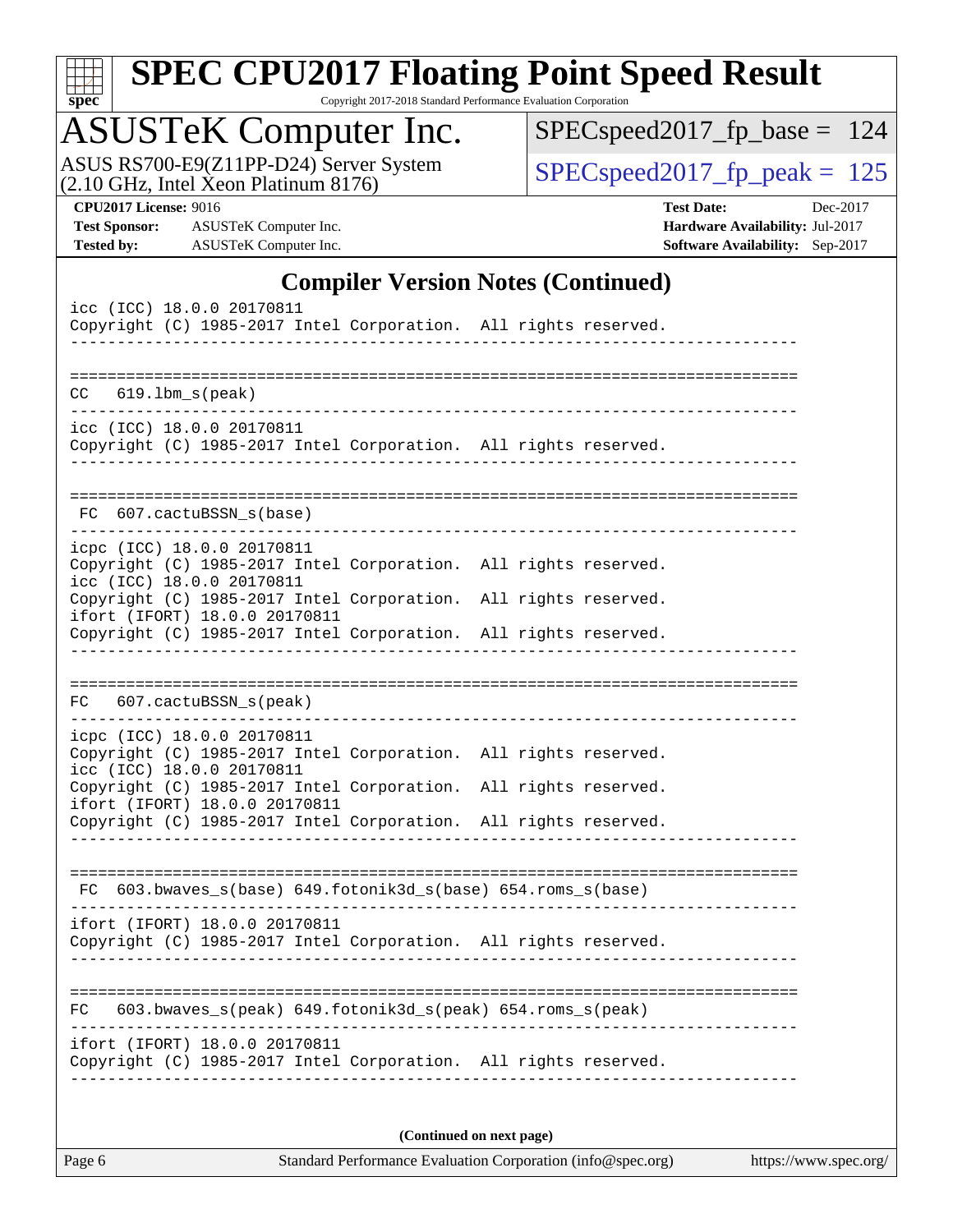## Compiler Version Notes (Continued)

```
icc (ICC) 18.0.0 20170811
Copyright (C) 1985-2017 Intel Corporation.  All rights reserved.
------------------------------------------------------------------------------

==============================================================================
CC   619.lbm_s(peak)
------------------------------------------------------------------------------
icc (ICC) 18.0.0 20170811
Copyright (C) 1985-2017 Intel Corporation.  All rights reserved.
------------------------------------------------------------------------------

==============================================================================
FC  607.cactuBSSN_s(base)
------------------------------------------------------------------------------
icpc (ICC) 18.0.0 20170811
Copyright (C) 1985-2017 Intel Corporation.  All rights reserved.
icc (ICC) 18.0.0 20170811
Copyright (C) 1985-2017 Intel Corporation.  All rights reserved.
ifort (IFORT) 18.0.0 20170811
Copyright (C) 1985-2017 Intel Corporation.  All rights reserved.
------------------------------------------------------------------------------

==============================================================================
FC   607.cactuBSSN_s(peak)
------------------------------------------------------------------------------
icpc (ICC) 18.0.0 20170811
Copyright (C) 1985-2017 Intel Corporation.  All rights reserved.
icc (ICC) 18.0.0 20170811
Copyright (C) 1985-2017 Intel Corporation.  All rights reserved.
ifort (IFORT) 18.0.0 20170811
Copyright (C) 1985-2017 Intel Corporation.  All rights reserved.
------------------------------------------------------------------------------

==============================================================================
FC  603.bwaves_s(base) 649.fotonik3d_s(base) 654.roms_s(base)
------------------------------------------------------------------------------
ifort (IFORT) 18.0.0 20170811
Copyright (C) 1985-2017 Intel Corporation.  All rights reserved.
------------------------------------------------------------------------------

==============================================================================
FC   603.bwaves_s(peak) 649.fotonik3d_s(peak) 654.roms_s(peak)
------------------------------------------------------------------------------
ifort (IFORT) 18.0.0 20170811
Copyright (C) 1985-2017 Intel Corporation.  All rights reserved.
------------------------------------------------------------------------------
```

**(Continued on next page)**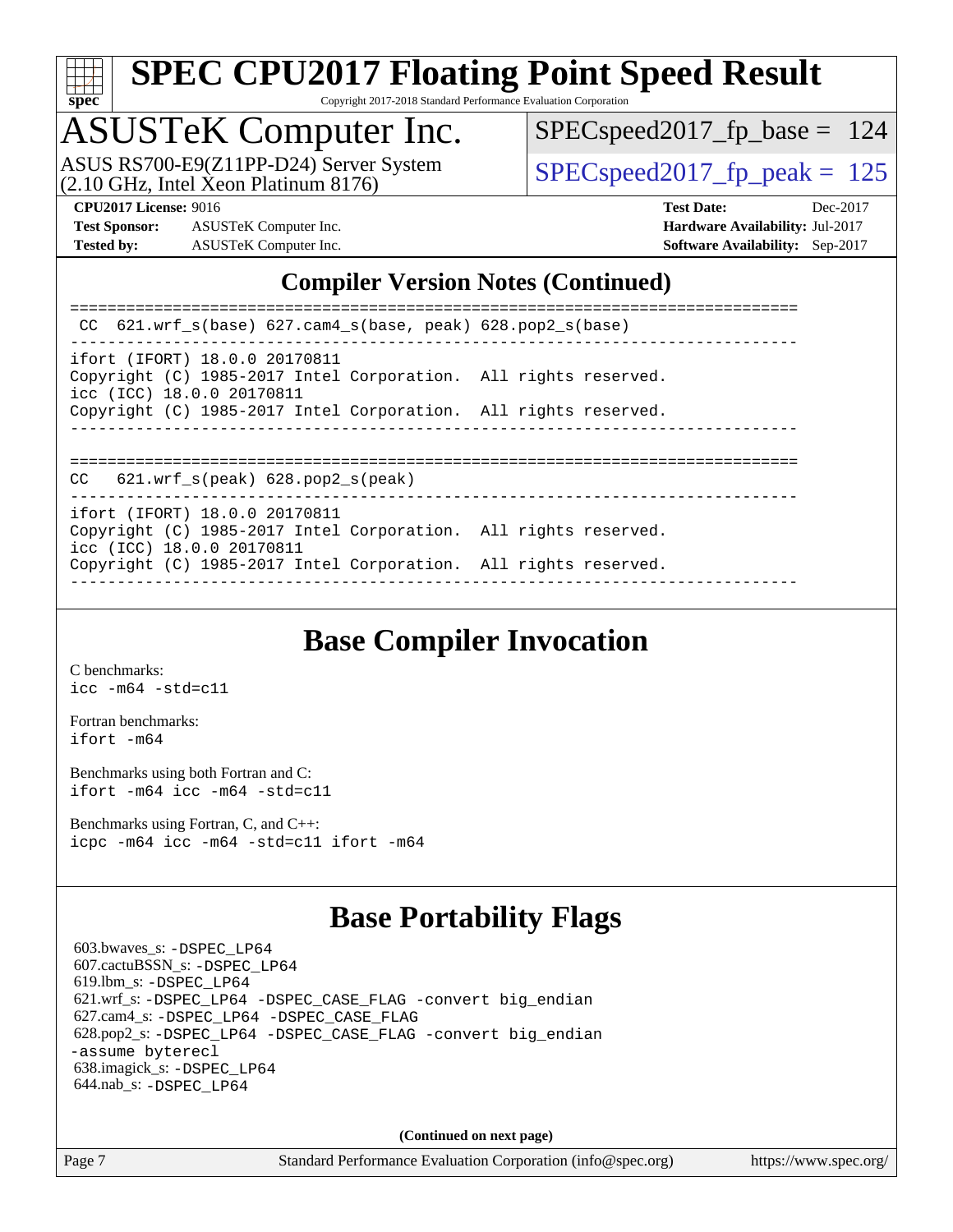## Compiler Version Notes (Continued)

```
==============================================================================
 CC  621.wrf_s(base) 627.cam4_s(base, peak) 628.pop2_s(base)
------------------------------------------------------------------------------
ifort (IFORT) 18.0.0 20170811
Copyright (C) 1985-2017 Intel Corporation.  All rights reserved.
icc (ICC) 18.0.0 20170811
Copyright (C) 1985-2017 Intel Corporation.  All rights reserved.
------------------------------------------------------------------------------

==============================================================================
CC   621.wrf_s(peak) 628.pop2_s(peak)
------------------------------------------------------------------------------
ifort (IFORT) 18.0.0 20170811
Copyright (C) 1985-2017 Intel Corporation.  All rights reserved.
icc (ICC) 18.0.0 20170811
Copyright (C) 1985-2017 Intel Corporation.  All rights reserved.
------------------------------------------------------------------------------
```

## Base Compiler Invocation

C benchmarks:
`icc -m64 -std=c11`

Fortran benchmarks:
`ifort -m64`

Benchmarks using both Fortran and C:
`ifort -m64 icc -m64 -std=c11`

Benchmarks using Fortran, C, and C++:
`icpc -m64 icc -m64 -std=c11 ifort -m64`

## Base Portability Flags

603.bwaves_s: `-DSPEC_LP64`
607.cactuBSSN_s: `-DSPEC_LP64`
619.lbm_s: `-DSPEC_LP64`
621.wrf_s: `-DSPEC_LP64 -DSPEC_CASE_FLAG -convert big_endian`
627.cam4_s: `-DSPEC_LP64 -DSPEC_CASE_FLAG`
628.pop2_s: `-DSPEC_LP64 -DSPEC_CASE_FLAG -convert big_endian -assume byterecl`
638.imagick_s: `-DSPEC_LP64`
644.nab_s: `-DSPEC_LP64`

**(Continued on next page)**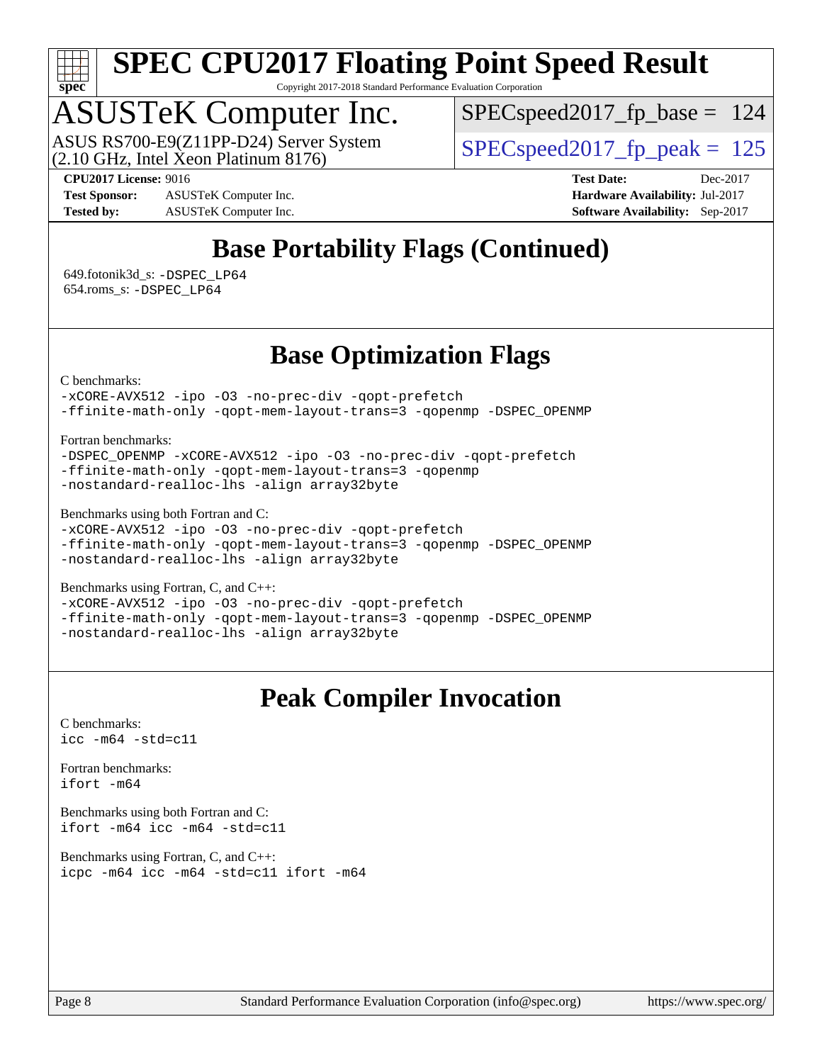# SPEC CPU2017 Floating Point Speed Result

Copyright 2017-2018 Standard Performance Evaluation Corporation

## ASUSTeK Computer Inc.

ASUS RS700-E9(Z11PP-D24) Server System
(2.10 GHz, Intel Xeon Platinum 8176)

SPECspeed2017_fp_base = 124

SPECspeed2017_fp_peak = 125

**CPU2017 License:** 9016
**Test Sponsor:** ASUSTeK Computer Inc.
**Tested by:** ASUSTeK Computer Inc.

**Test Date:** Dec-2017
**Hardware Availability:** Jul-2017
**Software Availability:** Sep-2017

## Base Portability Flags (Continued)

649.fotonik3d_s: -DSPEC_LP64
654.roms_s: -DSPEC_LP64

## Base Optimization Flags

C benchmarks:
```
-xCORE-AVX512 -ipo -O3 -no-prec-div -qopt-prefetch
-ffinite-math-only -qopt-mem-layout-trans=3 -qopenmp -DSPEC_OPENMP
```

Fortran benchmarks:
```
-DSPEC_OPENMP -xCORE-AVX512 -ipo -O3 -no-prec-div -qopt-prefetch
-ffinite-math-only -qopt-mem-layout-trans=3 -qopenmp
-nostandard-realloc-lhs -align array32byte
```

Benchmarks using both Fortran and C:
```
-xCORE-AVX512 -ipo -O3 -no-prec-div -qopt-prefetch
-ffinite-math-only -qopt-mem-layout-trans=3 -qopenmp -DSPEC_OPENMP
-nostandard-realloc-lhs -align array32byte
```

Benchmarks using Fortran, C, and C++:
```
-xCORE-AVX512 -ipo -O3 -no-prec-div -qopt-prefetch
-ffinite-math-only -qopt-mem-layout-trans=3 -qopenmp -DSPEC_OPENMP
-nostandard-realloc-lhs -align array32byte
```

## Peak Compiler Invocation

C benchmarks:
```
icc -m64 -std=c11
```

Fortran benchmarks:
```
ifort -m64
```

Benchmarks using both Fortran and C:
```
ifort -m64 icc -m64 -std=c11
```

Benchmarks using Fortran, C, and C++:
```
icpc -m64 icc -m64 -std=c11 ifort -m64
```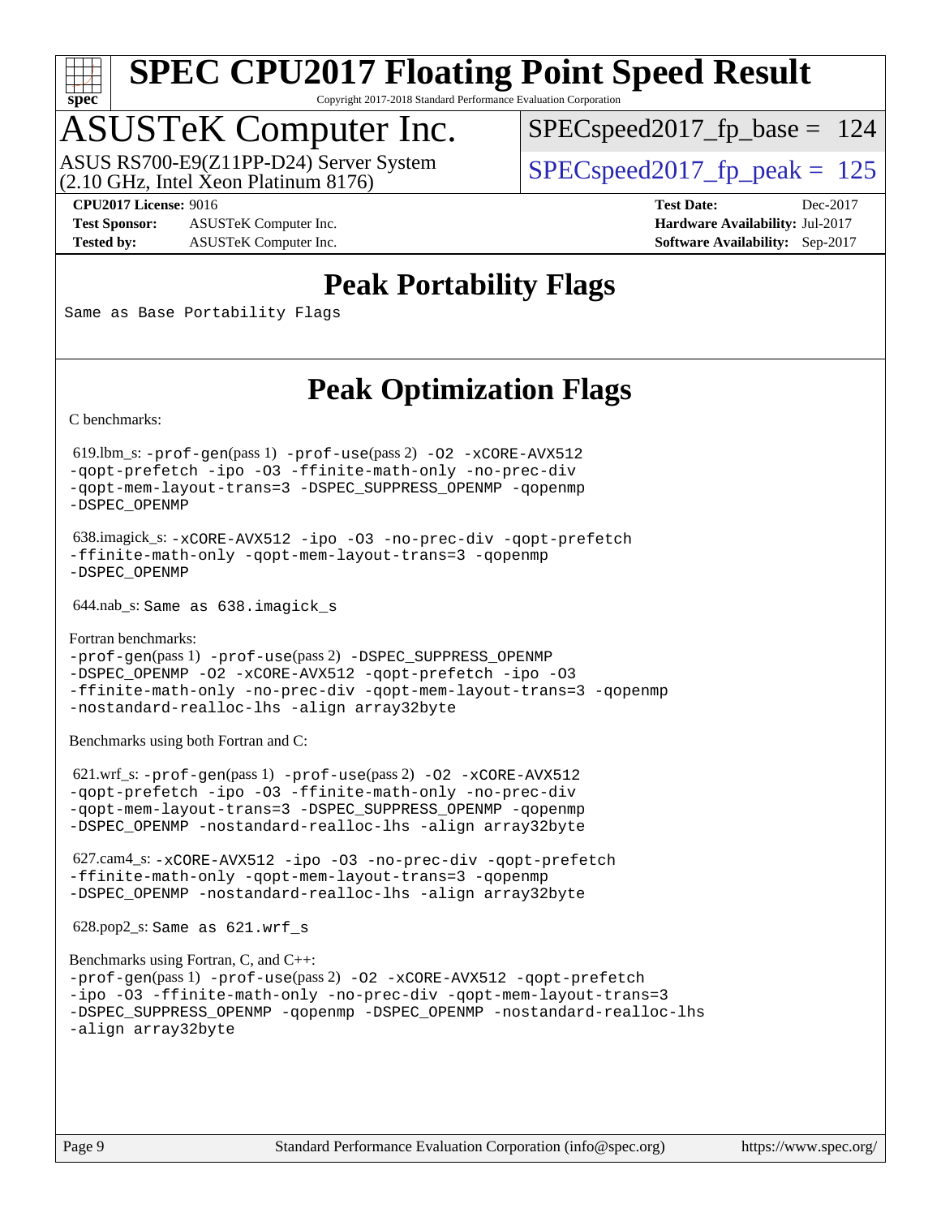# SPEC CPU2017 Floating Point Speed Result

Copyright 2017-2018 Standard Performance Evaluation Corporation

## ASUSTeK Computer Inc.

ASUS RS700-E9(Z11PP-D24) Server System
(2.10 GHz, Intel Xeon Platinum 8176)

SPECspeed2017_fp_base = 124

SPECspeed2017_fp_peak = 125

**CPU2017 License:** 9016
**Test Sponsor:** ASUSTeK Computer Inc.
**Tested by:** ASUSTeK Computer Inc.

**Test Date:** Dec-2017
**Hardware Availability:** Jul-2017
**Software Availability:** Sep-2017

## Peak Portability Flags

Same as Base Portability Flags

## Peak Optimization Flags

C benchmarks:

619.lbm_s: -prof-gen(pass 1) -prof-use(pass 2) -O2 -xCORE-AVX512 -qopt-prefetch -ipo -O3 -ffinite-math-only -no-prec-div -qopt-mem-layout-trans=3 -DSPEC_SUPPRESS_OPENMP -qopenmp -DSPEC_OPENMP

638.imagick_s: -xCORE-AVX512 -ipo -O3 -no-prec-div -qopt-prefetch -ffinite-math-only -qopt-mem-layout-trans=3 -qopenmp -DSPEC_OPENMP

644.nab_s: Same as 638.imagick_s

Fortran benchmarks:

-prof-gen(pass 1) -prof-use(pass 2) -DSPEC_SUPPRESS_OPENMP -DSPEC_OPENMP -O2 -xCORE-AVX512 -qopt-prefetch -ipo -O3 -ffinite-math-only -no-prec-div -qopt-mem-layout-trans=3 -qopenmp -nostandard-realloc-lhs -align array32byte

Benchmarks using both Fortran and C:

621.wrf_s: -prof-gen(pass 1) -prof-use(pass 2) -O2 -xCORE-AVX512 -qopt-prefetch -ipo -O3 -ffinite-math-only -no-prec-div -qopt-mem-layout-trans=3 -DSPEC_SUPPRESS_OPENMP -qopenmp -DSPEC_OPENMP -nostandard-realloc-lhs -align array32byte

627.cam4_s: -xCORE-AVX512 -ipo -O3 -no-prec-div -qopt-prefetch -ffinite-math-only -qopt-mem-layout-trans=3 -qopenmp -DSPEC_OPENMP -nostandard-realloc-lhs -align array32byte

628.pop2_s: Same as 621.wrf_s

Benchmarks using Fortran, C, and C++:

-prof-gen(pass 1) -prof-use(pass 2) -O2 -xCORE-AVX512 -qopt-prefetch -ipo -O3 -ffinite-math-only -no-prec-div -qopt-mem-layout-trans=3 -DSPEC_SUPPRESS_OPENMP -qopenmp -DSPEC_OPENMP -nostandard-realloc-lhs -align array32byte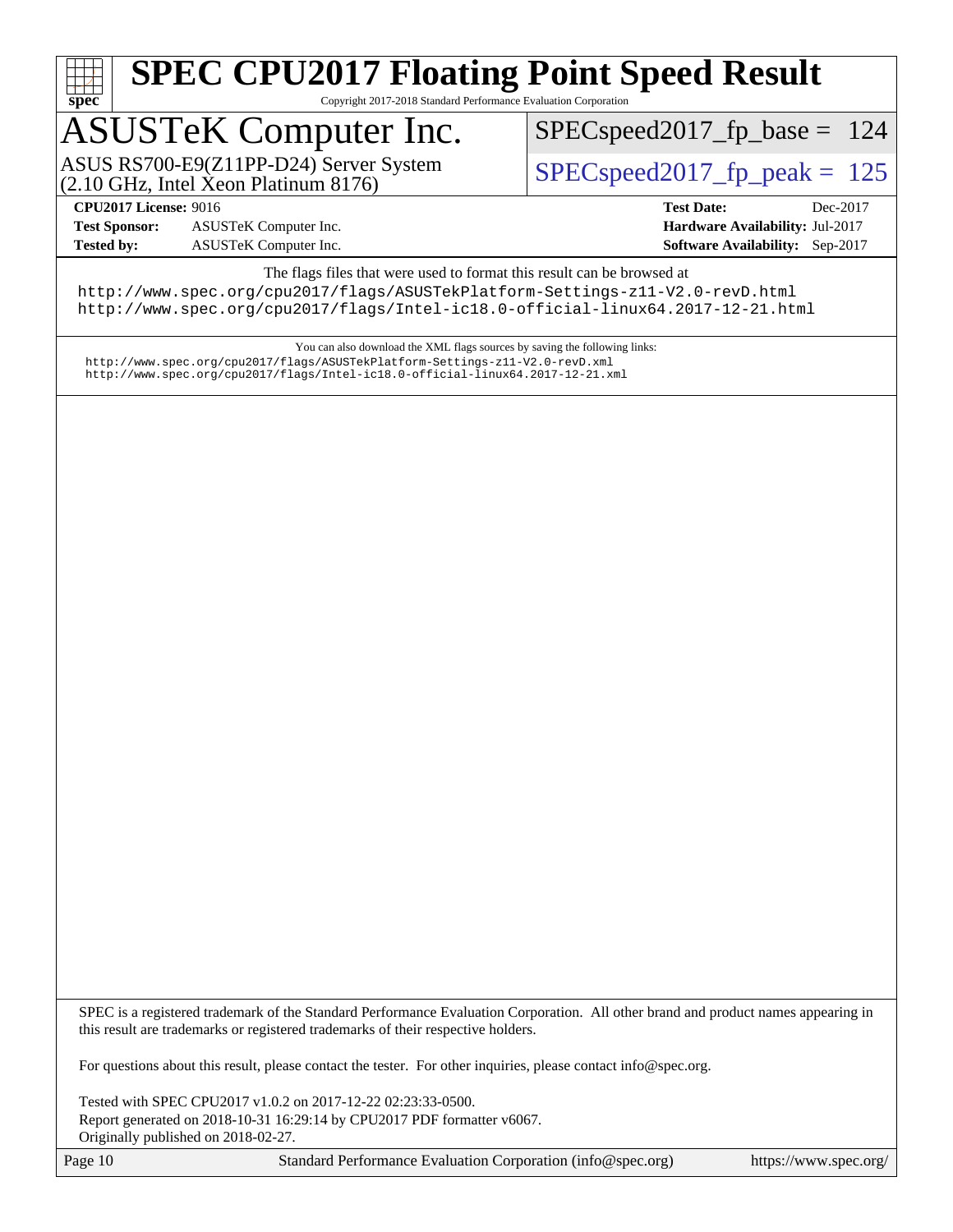# SPEC CPU2017 Floating Point Speed Result

Copyright 2017-2018 Standard Performance Evaluation Corporation

## ASUSTeK Computer Inc.

ASUS RS700-E9(Z11PP-D24) Server System
(2.10 GHz, Intel Xeon Platinum 8176)

SPECspeed2017_fp_base = 124

SPECspeed2017_fp_peak = 125

**CPU2017 License:** 9016
**Test Sponsor:** ASUSTeK Computer Inc.
**Tested by:** ASUSTeK Computer Inc.

**Test Date:** Dec-2017
**Hardware Availability:** Jul-2017
**Software Availability:** Sep-2017

The flags files that were used to format this result can be browsed at

http://www.spec.org/cpu2017/flags/ASUSTekPlatform-Settings-z11-V2.0-revD.html
http://www.spec.org/cpu2017/flags/Intel-ic18.0-official-linux64.2017-12-21.html

You can also download the XML flags sources by saving the following links:

http://www.spec.org/cpu2017/flags/ASUSTekPlatform-Settings-z11-V2.0-revD.xml
http://www.spec.org/cpu2017/flags/Intel-ic18.0-official-linux64.2017-12-21.xml

SPEC is a registered trademark of the Standard Performance Evaluation Corporation. All other brand and product names appearing in this result are trademarks or registered trademarks of their respective holders.

For questions about this result, please contact the tester. For other inquiries, please contact info@spec.org.

Tested with SPEC CPU2017 v1.0.2 on 2017-12-22 02:23:33-0500.
Report generated on 2018-10-31 16:29:14 by CPU2017 PDF formatter v6067.
Originally published on 2018-02-27.